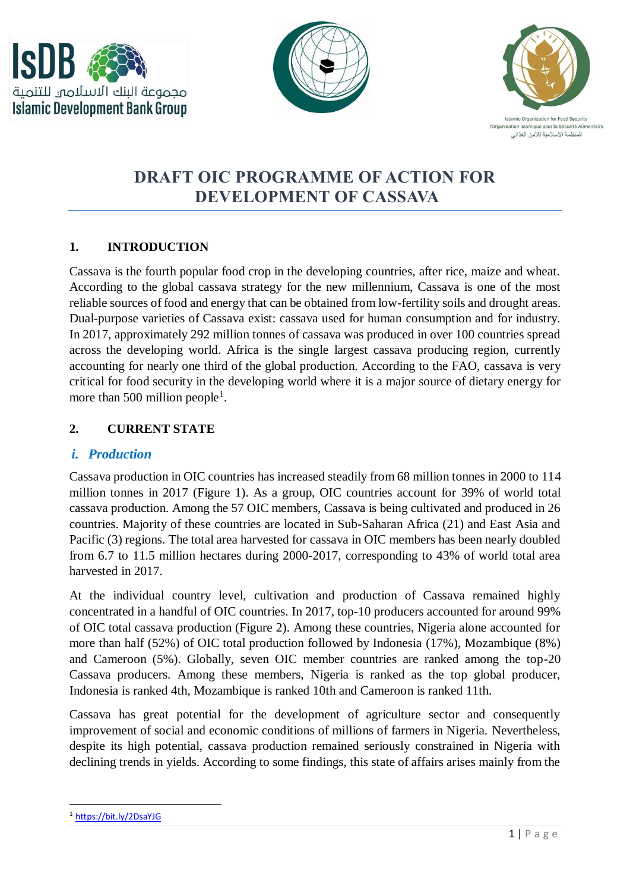# DRAFT OIC PROGRAMME OF ACTION FOR DEVELOPMENT OF CASSAVA

## 1. INTRODUCTION

Cassava is the fourth popular food crop in the developing countries, after rice, maize and wheat. According to the global cassava strategy for the new millennium, Cassava is one of the most reliable sources of food and energy that can be obtained from low-fertility soils and drought areas. Dual-purpose varieties of Cassava exist: cassava used for human consumption and for industry. In 2017, approximately 292 million tonnes of cassava was produced in over 100 countries spread across the developing world. Africa is the single largest cassava producing region, currently accounting for nearly one third of the global production. According to the FAO, cassava is very critical for food security in the developing world where it is a major source of dietary energy for more than 500 million people[1].

## 2. CURRENT STATE

### *i. Production*

Cassava production in OIC countries has increased steadily from 68 million tonnes in 2000 to 114 million tonnes in 2017 (Figure 1). As a group, OIC countries account for 39% of world total cassava production. Among the 57 OIC members, Cassava is being cultivated and produced in 26 countries. Majority of these countries are located in Sub-Saharan Africa (21) and East Asia and Pacific (3) regions. The total area harvested for cassava in OIC members has been nearly doubled from 6.7 to 11.5 million hectares during 2000-2017, corresponding to 43% of world total area harvested in 2017.

At the individual country level, cultivation and production of Cassava remained highly concentrated in a handful of OIC countries. In 2017, top-10 producers accounted for around 99% of OIC total cassava production (Figure 2). Among these countries, Nigeria alone accounted for more than half (52%) of OIC total production followed by Indonesia (17%), Mozambique (8%) and Cameroon (5%). Globally, seven OIC member countries are ranked among the top-20 Cassava producers. Among these members, Nigeria is ranked as the top global producer, Indonesia is ranked 4th, Mozambique is ranked 10th and Cameroon is ranked 11th.

Cassava has great potential for the development of agriculture sector and consequently improvement of social and economic conditions of millions of farmers in Nigeria. Nevertheless, despite its high potential, cassava production remained seriously constrained in Nigeria with declining trends in yields. According to some findings, this state of affairs arises mainly from the

---

[1] https://bit.ly/2DsaYJG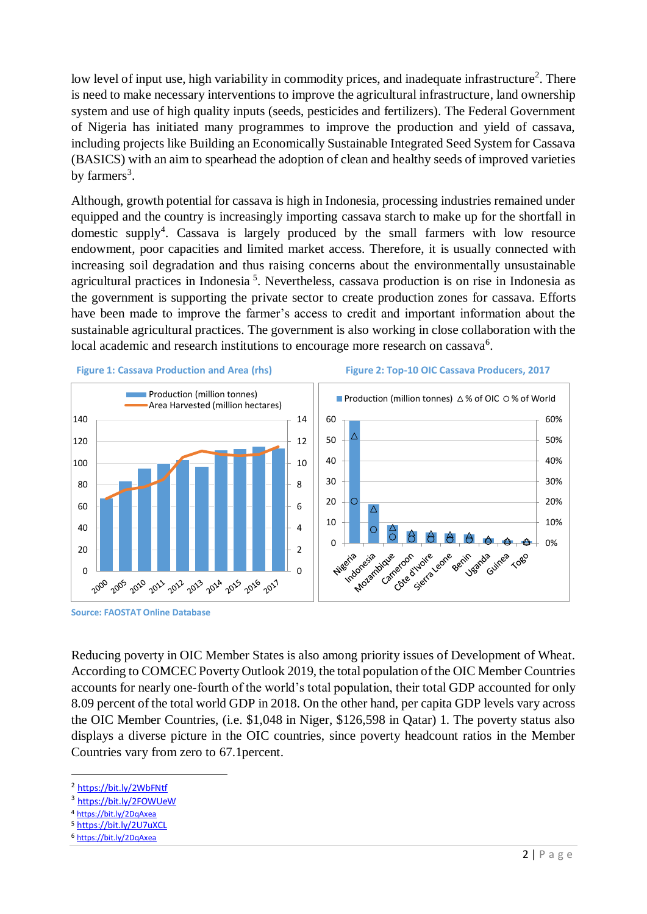low level of input use, high variability in commodity prices, and inadequate infrastructure[2]. There is need to make necessary interventions to improve the agricultural infrastructure, land ownership system and use of high quality inputs (seeds, pesticides and fertilizers). The Federal Government of Nigeria has initiated many programmes to improve the production and yield of cassava, including projects like Building an Economically Sustainable Integrated Seed System for Cassava (BASICS) with an aim to spearhead the adoption of clean and healthy seeds of improved varieties by farmers[3].

Although, growth potential for cassava is high in Indonesia, processing industries remained under equipped and the country is increasingly importing cassava starch to make up for the shortfall in domestic supply[4]. Cassava is largely produced by the small farmers with low resource endowment, poor capacities and limited market access. Therefore, it is usually connected with increasing soil degradation and thus raising concerns about the environmentally unsustainable agricultural practices in Indonesia[5]. Nevertheless, cassava production is on rise in Indonesia as the government is supporting the private sector to create production zones for cassava. Efforts have been made to improve the farmer's access to credit and important information about the sustainable agricultural practices. The government is also working in close collaboration with the local academic and research institutions to encourage more research on cassava[6].

**Figure 1: Cassava Production and Area (rhs)**

**Figure 2: Top-10 OIC Cassava Producers, 2017**

Source: FAOSTAT Online Database

Reducing poverty in OIC Member States is also among priority issues of Development of Wheat. According to COMCEC Poverty Outlook 2019, the total population of the OIC Member Countries accounts for nearly one-fourth of the world's total population, their total GDP accounted for only 8.09 percent of the total world GDP in 2018. On the other hand, per capita GDP levels vary across the OIC Member Countries, (i.e. $1,048 in Niger, $126,598 in Qatar) 1. The poverty status also displays a diverse picture in the OIC countries, since poverty headcount ratios in the Member Countries vary from zero to 67.1percent.

---

[2] https://bit.ly/2WbFNtf

[3] https://bit.ly/2FOWUeW

[4] https://bit.ly/2DqAxea

[5] https://bit.ly/2U7uXCL

[6] https://bit.ly/2DqAxea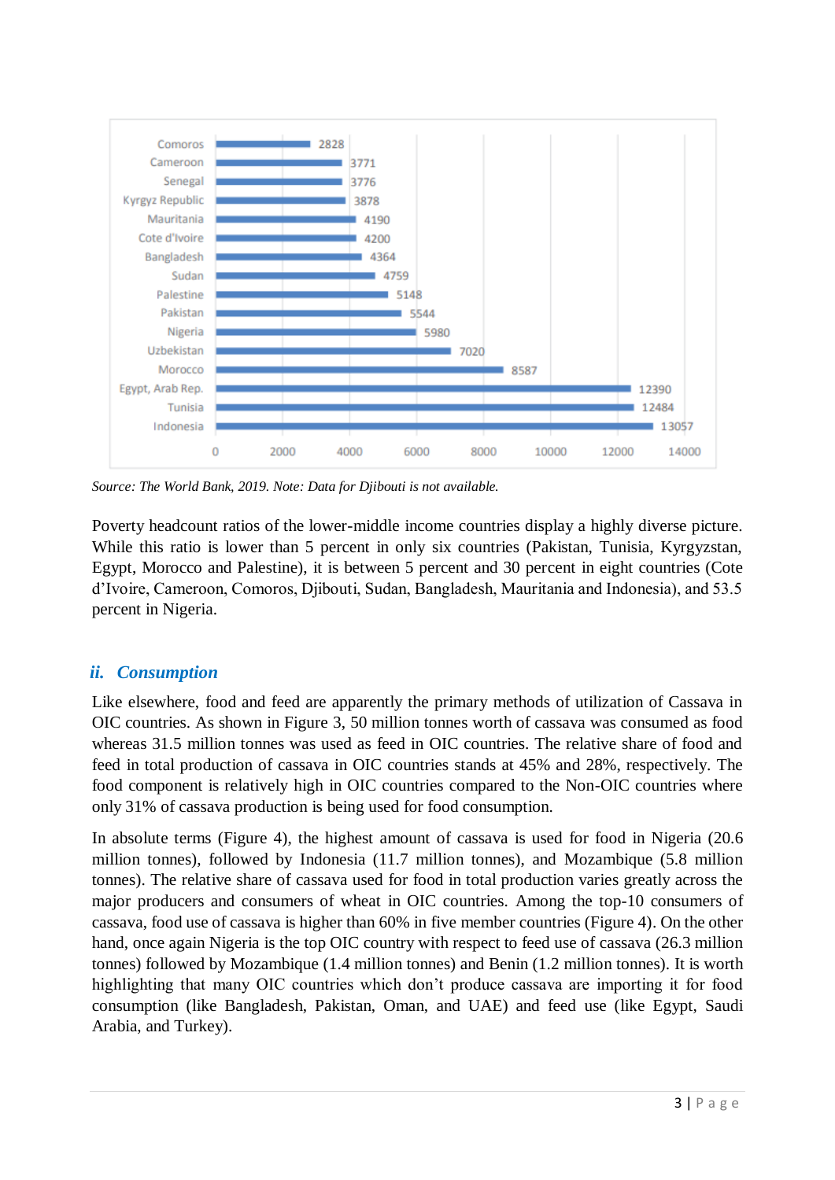| Country | Value |
|---|---|
| Comoros | 2828 |
| Cameroon | 3771 |
| Senegal | 3776 |
| Kyrgyz Republic | 3878 |
| Mauritania | 4190 |
| Cote d'Ivoire | 4200 |
| Bangladesh | 4364 |
| Sudan | 4759 |
| Palestine | 5148 |
| Pakistan | 5544 |
| Nigeria | 5980 |
| Uzbekistan | 7020 |
| Morocco | 8587 |
| Egypt, Arab Rep. | 12390 |
| Tunisia | 12484 |
| Indonesia | 13057 |

*Source: The World Bank, 2019. Note: Data for Djibouti is not available.*

Poverty headcount ratios of the lower-middle income countries display a highly diverse picture. While this ratio is lower than 5 percent in only six countries (Pakistan, Tunisia, Kyrgyzstan, Egypt, Morocco and Palestine), it is between 5 percent and 30 percent in eight countries (Cote d'Ivoire, Cameroon, Comoros, Djibouti, Sudan, Bangladesh, Mauritania and Indonesia), and 53.5 percent in Nigeria.

## *ii. Consumption*

Like elsewhere, food and feed are apparently the primary methods of utilization of Cassava in OIC countries. As shown in Figure 3, 50 million tonnes worth of cassava was consumed as food whereas 31.5 million tonnes was used as feed in OIC countries. The relative share of food and feed in total production of cassava in OIC countries stands at 45% and 28%, respectively. The food component is relatively high in OIC countries compared to the Non-OIC countries where only 31% of cassava production is being used for food consumption.

In absolute terms (Figure 4), the highest amount of cassava is used for food in Nigeria (20.6 million tonnes), followed by Indonesia (11.7 million tonnes), and Mozambique (5.8 million tonnes). The relative share of cassava used for food in total production varies greatly across the major producers and consumers of wheat in OIC countries. Among the top-10 consumers of cassava, food use of cassava is higher than 60% in five member countries (Figure 4). On the other hand, once again Nigeria is the top OIC country with respect to feed use of cassava (26.3 million tonnes) followed by Mozambique (1.4 million tonnes) and Benin (1.2 million tonnes). It is worth highlighting that many OIC countries which don't produce cassava are importing it for food consumption (like Bangladesh, Pakistan, Oman, and UAE) and feed use (like Egypt, Saudi Arabia, and Turkey).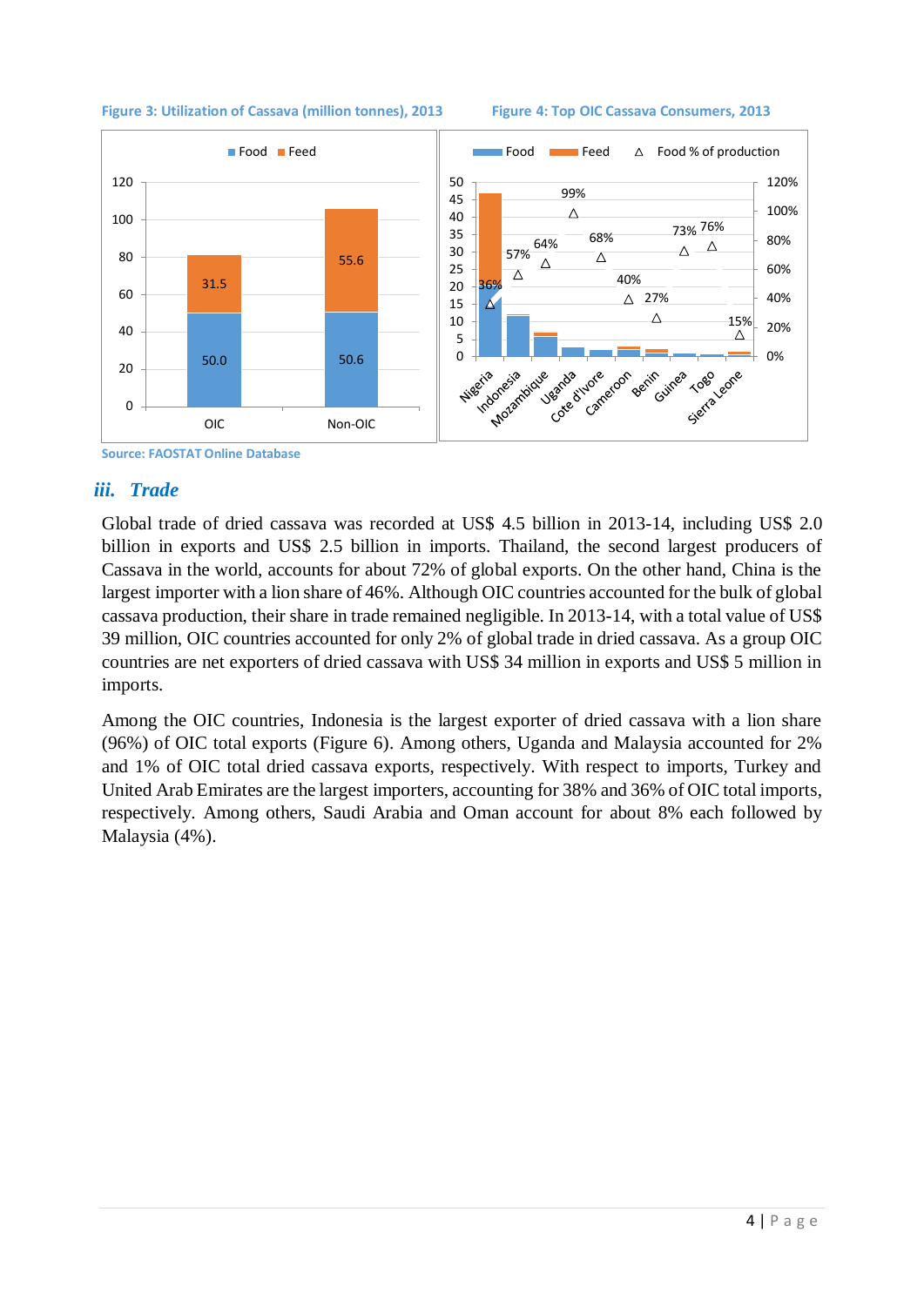**Figure 3: Utilization of Cassava (million tonnes), 2013**

**Figure 4: Top OIC Cassava Consumers, 2013**

Source: FAOSTAT Online Database

### *iii. Trade*

Global trade of dried cassava was recorded at US$ 4.5 billion in 2013-14, including US$ 2.0 billion in exports and US$ 2.5 billion in imports. Thailand, the second largest producers of Cassava in the world, accounts for about 72% of global exports. On the other hand, China is the largest importer with a lion share of 46%. Although OIC countries accounted for the bulk of global cassava production, their share in trade remained negligible. In 2013-14, with a total value of US$ 39 million, OIC countries accounted for only 2% of global trade in dried cassava. As a group OIC countries are net exporters of dried cassava with US$ 34 million in exports and US$ 5 million in imports.

Among the OIC countries, Indonesia is the largest exporter of dried cassava with a lion share (96%) of OIC total exports (Figure 6). Among others, Uganda and Malaysia accounted for 2% and 1% of OIC total dried cassava exports, respectively. With respect to imports, Turkey and United Arab Emirates are the largest importers, accounting for 38% and 36% of OIC total imports, respectively. Among others, Saudi Arabia and Oman account for about 8% each followed by Malaysia (4%).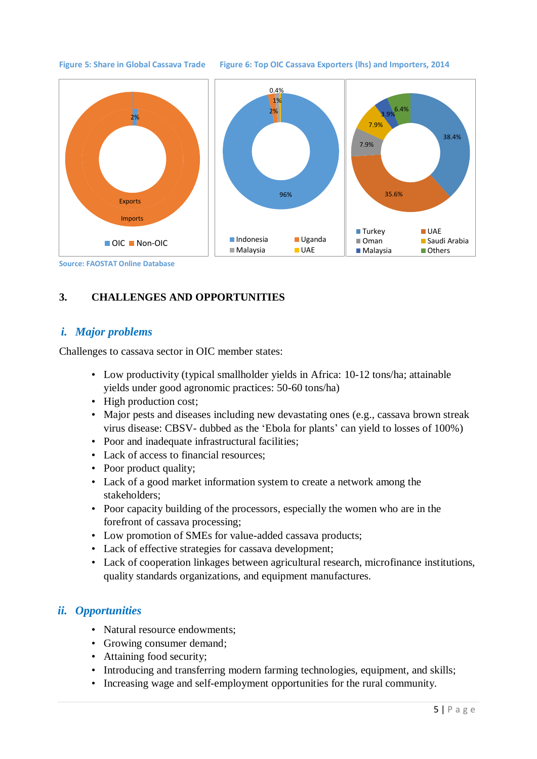Figure 5: Share in Global Cassava Trade

Figure 6: Top OIC Cassava Exporters (lhs) and Importers, 2014

Source: FAOSTAT Online Database

## 3. CHALLENGES AND OPPORTUNITIES

### *i. Major problems*

Challenges to cassava sector in OIC member states:

- Low productivity (typical smallholder yields in Africa: 10-12 tons/ha; attainable yields under good agronomic practices: 50-60 tons/ha)
- High production cost;
- Major pests and diseases including new devastating ones (e.g., cassava brown streak virus disease: CBSV- dubbed as the 'Ebola for plants' can yield to losses of 100%)
- Poor and inadequate infrastructural facilities;
- Lack of access to financial resources;
- Poor product quality;
- Lack of a good market information system to create a network among the stakeholders;
- Poor capacity building of the processors, especially the women who are in the forefront of cassava processing;
- Low promotion of SMEs for value-added cassava products;
- Lack of effective strategies for cassava development;
- Lack of cooperation linkages between agricultural research, microfinance institutions, quality standards organizations, and equipment manufactures.

### *ii. Opportunities*

- Natural resource endowments;
- Growing consumer demand;
- Attaining food security;
- Introducing and transferring modern farming technologies, equipment, and skills;
- Increasing wage and self-employment opportunities for the rural community.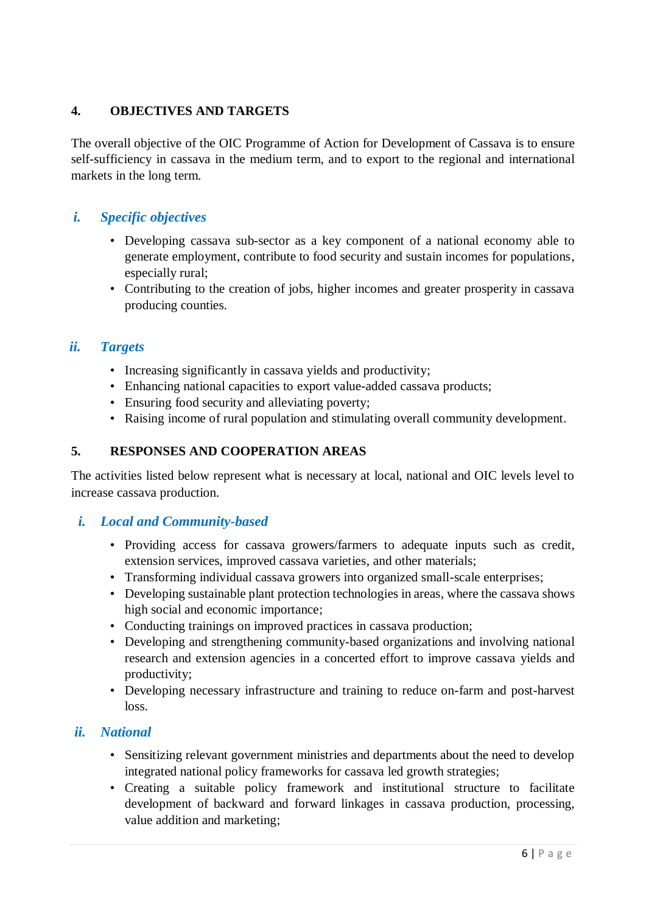## 4. OBJECTIVES AND TARGETS

The overall objective of the OIC Programme of Action for Development of Cassava is to ensure self-sufficiency in cassava in the medium term, and to export to the regional and international markets in the long term.

### *i. Specific objectives*

- Developing cassava sub-sector as a key component of a national economy able to generate employment, contribute to food security and sustain incomes for populations, especially rural;
- Contributing to the creation of jobs, higher incomes and greater prosperity in cassava producing counties.

### *ii. Targets*

- Increasing significantly in cassava yields and productivity;
- Enhancing national capacities to export value-added cassava products;
- Ensuring food security and alleviating poverty;
- Raising income of rural population and stimulating overall community development.

## 5. RESPONSES AND COOPERATION AREAS

The activities listed below represent what is necessary at local, national and OIC levels level to increase cassava production.

### *i. Local and Community-based*

- Providing access for cassava growers/farmers to adequate inputs such as credit, extension services, improved cassava varieties, and other materials;
- Transforming individual cassava growers into organized small-scale enterprises;
- Developing sustainable plant protection technologies in areas, where the cassava shows high social and economic importance;
- Conducting trainings on improved practices in cassava production;
- Developing and strengthening community-based organizations and involving national research and extension agencies in a concerted effort to improve cassava yields and productivity;
- Developing necessary infrastructure and training to reduce on-farm and post-harvest loss.

### *ii. National*

- Sensitizing relevant government ministries and departments about the need to develop integrated national policy frameworks for cassava led growth strategies;
- Creating a suitable policy framework and institutional structure to facilitate development of backward and forward linkages in cassava production, processing, value addition and marketing;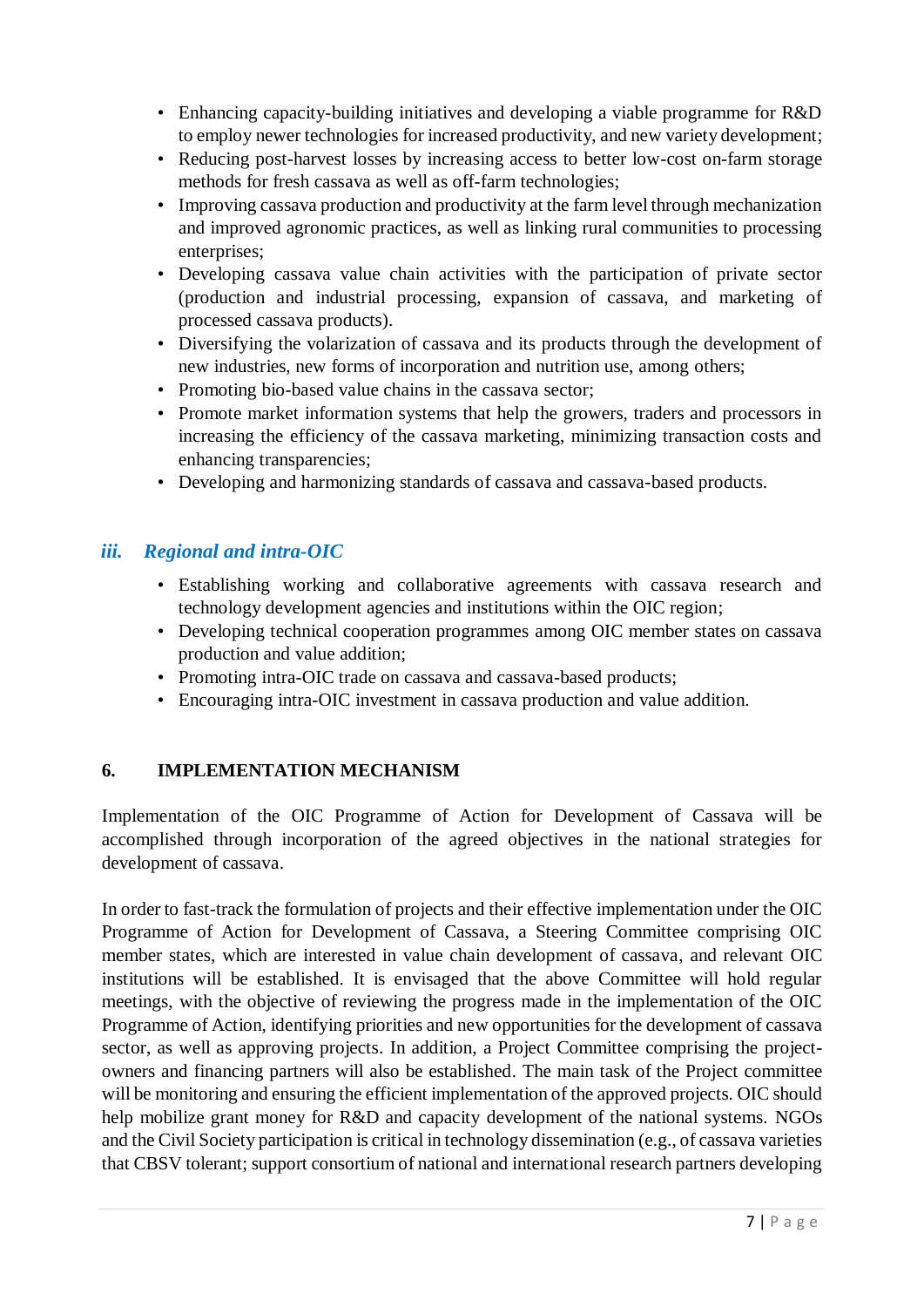- Enhancing capacity-building initiatives and developing a viable programme for R&D to employ newer technologies for increased productivity, and new variety development;
- Reducing post-harvest losses by increasing access to better low-cost on-farm storage methods for fresh cassava as well as off-farm technologies;
- Improving cassava production and productivity at the farm level through mechanization and improved agronomic practices, as well as linking rural communities to processing enterprises;
- Developing cassava value chain activities with the participation of private sector (production and industrial processing, expansion of cassava, and marketing of processed cassava products).
- Diversifying the volarization of cassava and its products through the development of new industries, new forms of incorporation and nutrition use, among others;
- Promoting bio-based value chains in the cassava sector;
- Promote market information systems that help the growers, traders and processors in increasing the efficiency of the cassava marketing, minimizing transaction costs and enhancing transparencies;
- Developing and harmonizing standards of cassava and cassava-based products.

### *iii. Regional and intra-OIC*

- Establishing working and collaborative agreements with cassava research and technology development agencies and institutions within the OIC region;
- Developing technical cooperation programmes among OIC member states on cassava production and value addition;
- Promoting intra-OIC trade on cassava and cassava-based products;
- Encouraging intra-OIC investment in cassava production and value addition.

## 6. IMPLEMENTATION MECHANISM

Implementation of the OIC Programme of Action for Development of Cassava will be accomplished through incorporation of the agreed objectives in the national strategies for development of cassava.

In order to fast-track the formulation of projects and their effective implementation under the OIC Programme of Action for Development of Cassava, a Steering Committee comprising OIC member states, which are interested in value chain development of cassava, and relevant OIC institutions will be established. It is envisaged that the above Committee will hold regular meetings, with the objective of reviewing the progress made in the implementation of the OIC Programme of Action, identifying priorities and new opportunities for the development of cassava sector, as well as approving projects. In addition, a Project Committee comprising the project-owners and financing partners will also be established. The main task of the Project committee will be monitoring and ensuring the efficient implementation of the approved projects. OIC should help mobilize grant money for R&D and capacity development of the national systems. NGOs and the Civil Society participation is critical in technology dissemination (e.g., of cassava varieties that CBSV tolerant; support consortium of national and international research partners developing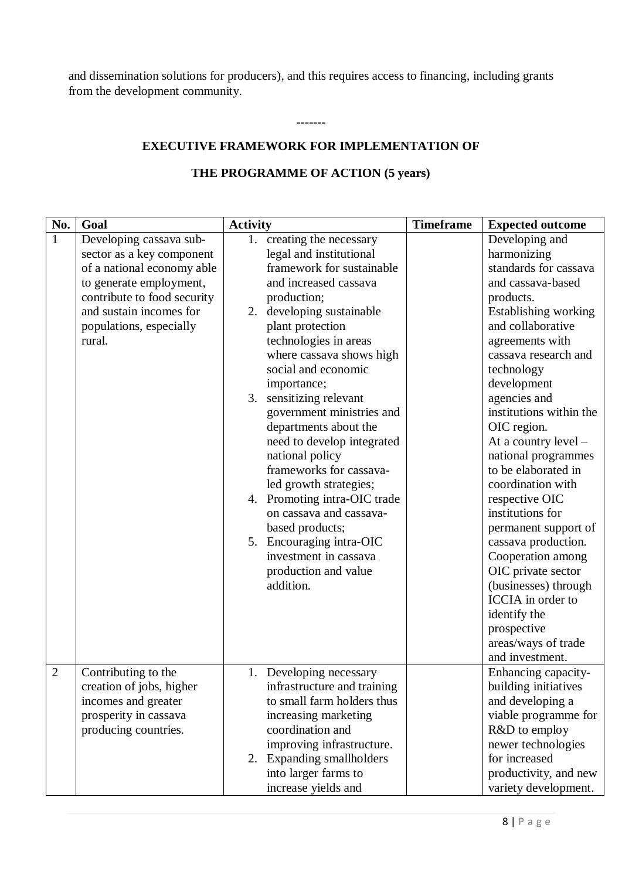and dissemination solutions for producers), and this requires access to financing, including grants from the development community.

-------

**EXECUTIVE FRAMEWORK FOR IMPLEMENTATION OF**

**THE PROGRAMME OF ACTION (5 years)**

| No. | Goal | Activity | Timeframe | Expected outcome |
|---|---|---|---|---|
| 1 | Developing cassava sub-sector as a key component of a national economy able to generate employment, contribute to food security and sustain incomes for populations, especially rural. | 1. creating the necessary legal and institutional framework for sustainable and increased cassava production;<br>2. developing sustainable plant protection technologies in areas where cassava shows high social and economic importance;<br>3. sensitizing relevant government ministries and departments about the need to develop integrated national policy frameworks for cassava-led growth strategies;<br>4. Promoting intra-OIC trade on cassava and cassava-based products;<br>5. Encouraging intra-OIC investment in cassava production and value addition. | | Developing and harmonizing standards for cassava and cassava-based products.<br>Establishing working and collaborative agreements with cassava research and technology development agencies and institutions within the OIC region.<br>At a country level – national programmes to be elaborated in coordination with respective OIC institutions for permanent support of cassava production.<br>Cooperation among OIC private sector (businesses) through ICCIA in order to identify the prospective areas/ways of trade and investment. |
| 2 | Contributing to the creation of jobs, higher incomes and greater prosperity in cassava producing countries. | 1. Developing necessary infrastructure and training to small farm holders thus increasing marketing coordination and improving infrastructure.<br>2. Expanding smallholders into larger farms to increase yields and | | Enhancing capacity-building initiatives and developing a viable programme for R&D to employ newer technologies for increased productivity, and new variety development. |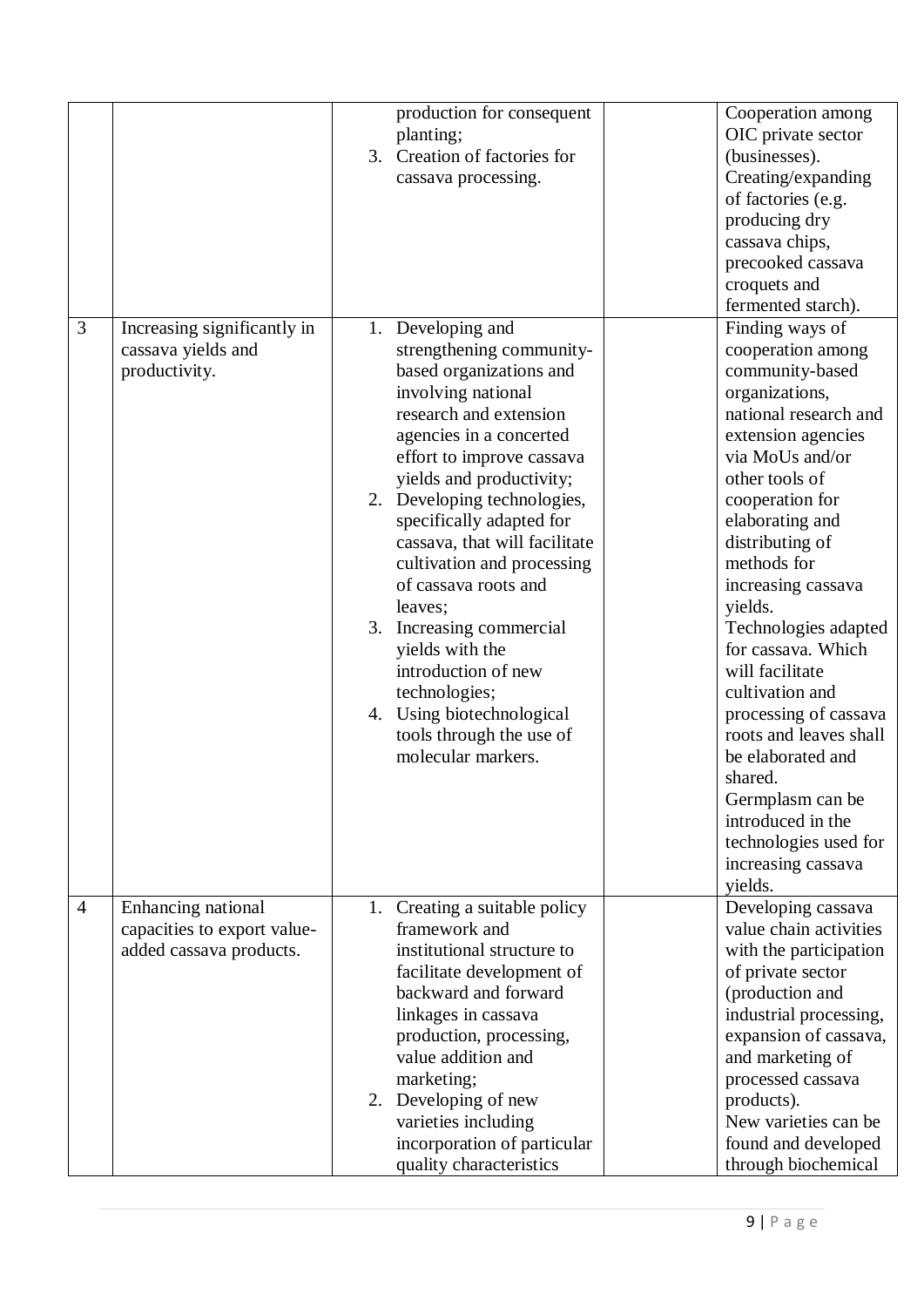| | | | | |
|---|---|---|---|---|
| | | production for consequent planting;<br>3. Creation of factories for cassava processing. | | Cooperation among OIC private sector (businesses).<br>Creating/expanding of factories (e.g. producing dry cassava chips, precooked cassava croquets and fermented starch). |
| 3 | Increasing significantly in cassava yields and productivity. | 1. Developing and strengthening community-based organizations and involving national research and extension agencies in a concerted effort to improve cassava yields and productivity;<br>2. Developing technologies, specifically adapted for cassava, that will facilitate cultivation and processing of cassava roots and leaves;<br>3. Increasing commercial yields with the introduction of new technologies;<br>4. Using biotechnological tools through the use of molecular markers. | | Finding ways of cooperation among community-based organizations, national research and extension agencies via MoUs and/or other tools of cooperation for elaborating and distributing of methods for increasing cassava yields.<br>Technologies adapted for cassava. Which will facilitate cultivation and processing of cassava roots and leaves shall be elaborated and shared.<br>Germplasm can be introduced in the technologies used for increasing cassava yields. |
| 4 | Enhancing national capacities to export value-added cassava products. | 1. Creating a suitable policy framework and institutional structure to facilitate development of backward and forward linkages in cassava production, processing, value addition and marketing;<br>2. Developing of new varieties including incorporation of particular quality characteristics | | Developing cassava value chain activities with the participation of private sector (production and industrial processing, expansion of cassava, and marketing of processed cassava products).<br>New varieties can be found and developed through biochemical |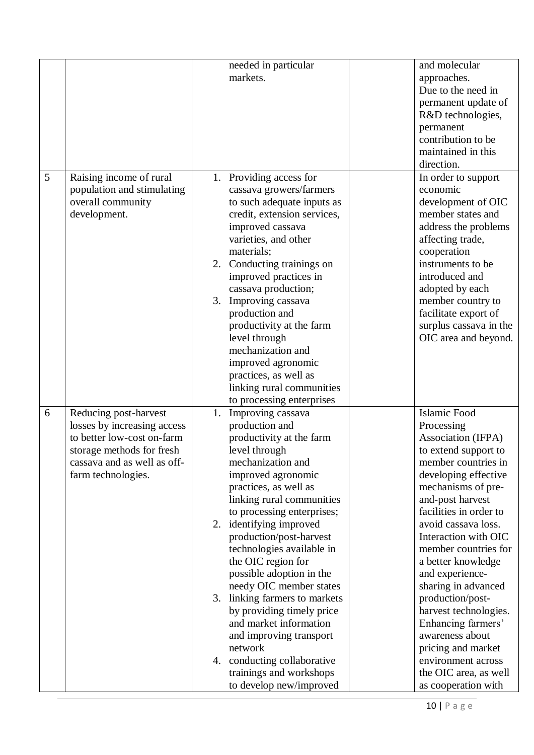| | | | | |
|---|---|---|---|---|
| | | needed in particular markets. | | and molecular approaches. Due to the need in permanent update of R&D technologies, permanent contribution to be maintained in this direction. |
| 5 | Raising income of rural population and stimulating overall community development. | 1. Providing access for cassava growers/farmers to such adequate inputs as credit, extension services, improved cassava varieties, and other materials;<br>2. Conducting trainings on improved practices in cassava production;<br>3. Improving cassava production and productivity at the farm level through mechanization and improved agronomic practices, as well as linking rural communities to processing enterprises | | In order to support economic development of OIC member states and address the problems affecting trade, cooperation instruments to be introduced and adopted by each member country to facilitate export of surplus cassava in the OIC area and beyond. |
| 6 | Reducing post-harvest losses by increasing access to better low-cost on-farm storage methods for fresh cassava and as well as off-farm technologies. | 1. Improving cassava production and productivity at the farm level through mechanization and improved agronomic practices, as well as linking rural communities to processing enterprises;<br>2. identifying improved production/post-harvest technologies available in the OIC region for possible adoption in the needy OIC member states<br>3. linking farmers to markets by providing timely price and market information and improving transport network<br>4. conducting collaborative trainings and workshops to develop new/improved | | Islamic Food Processing Association (IFPA) to extend support to member countries in developing effective mechanisms of pre-and-post harvest facilities in order to avoid cassava loss. Interaction with OIC member countries for a better knowledge and experience-sharing in advanced production/post-harvest technologies. Enhancing farmers' awareness about pricing and market environment across the OIC area, as well as cooperation with |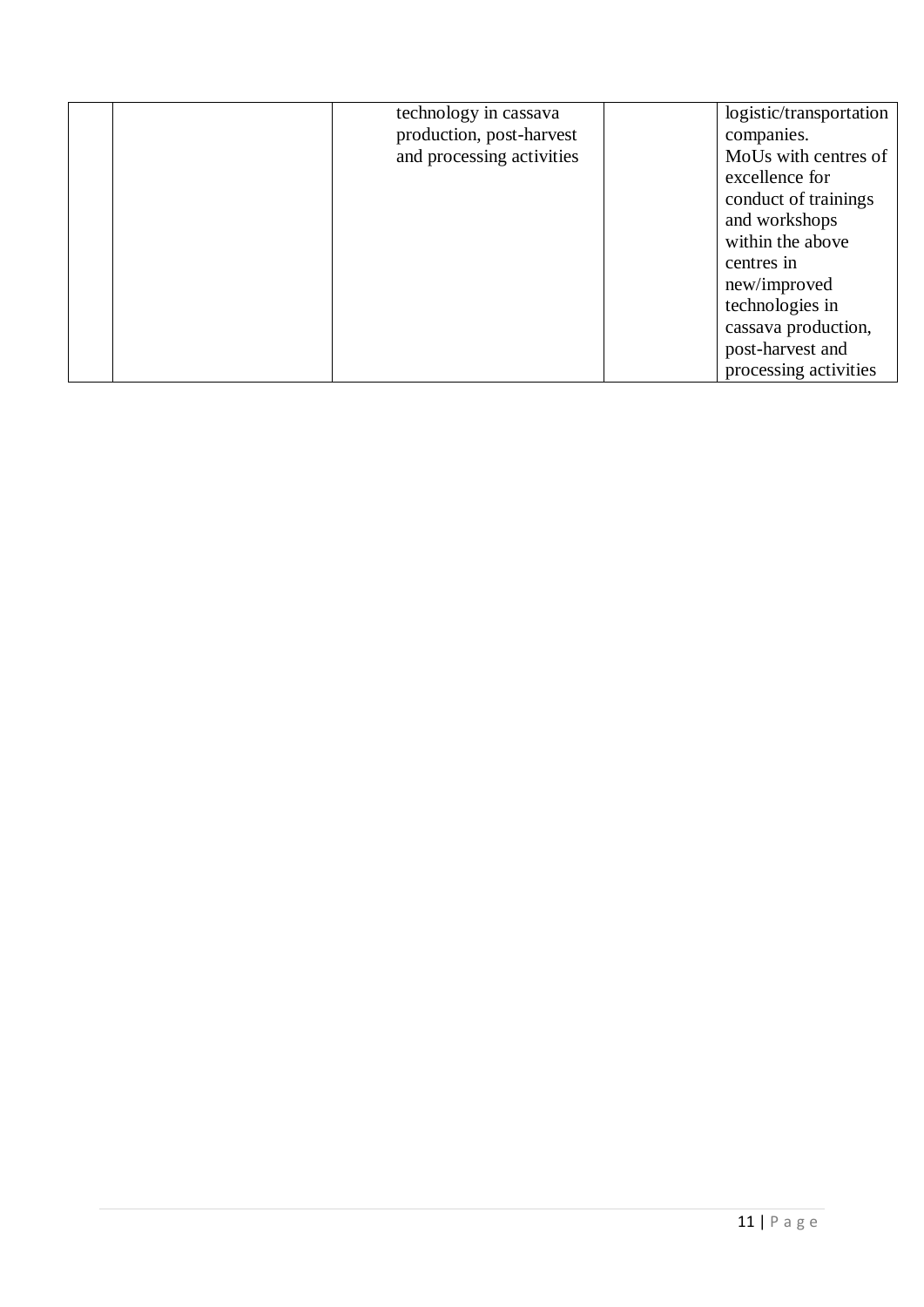| | | | | |
|---|---|---|---|---|
| | | technology in cassava production, post-harvest and processing activities | | logistic/transportation companies. MoUs with centres of excellence for conduct of trainings and workshops within the above centres in new/improved technologies in cassava production, post-harvest and processing activities |